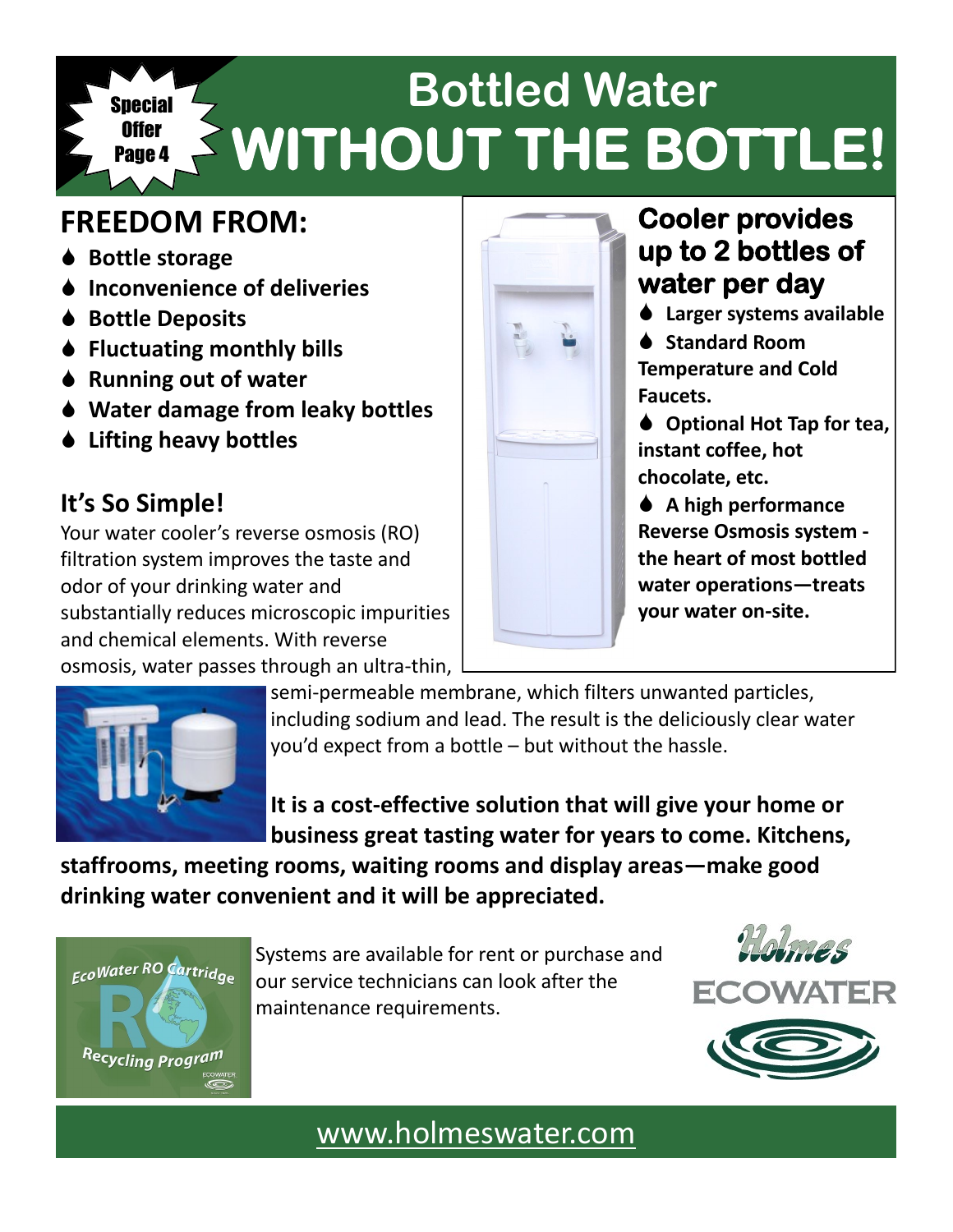Special Offer Page 4

# Bottled Water WITHOUT THE BOTTLE!

## FREEDOM FROM:

- **Bottle storage**
- **Inconvenience of deliveries**
- **Bottle Deposits**
- **Fluctuating monthly bills**
- **Running out of water**
- **Water damage from leaky bottles**
- **Lifting heavy bottles**

## Cooler provides up to 2 bottles of water per day

- **Larger systems available**
- **Standard Room Temperature and Cold Faucets.**
- **Optional Hot Tap for tea, instant coffee, hot chocolate, etc.**
- **A high performance Reverse Osmosis system - the heart of most bottled water operations—treats your water on-site.**

### It's So Simple!

Your water cooler's reverse osmosis (RO) filtration system improves the taste and odor of your drinking water and substantially reduces microscopic impurities and chemical elements. With reverse osmosis, water passes through an ultra-thin, semi-permeable membrane, which filters unwanted particles, including sodium and lead. The result is the deliciously clear water you'd expect from a bottle – but without the hassle.

**It is a cost-effective solution that will give your home or business great tasting water for years to come. Kitchens, staffrooms, meeting rooms, waiting rooms and display areas—make good drinking water convenient and it will be appreciated.**

EcoWater RO Cartridge Recycling Program

Systems are available for rent or purchase and our service technicians can look after the maintenance requirements.

Holmes ECOWATER

www.holmeswater.com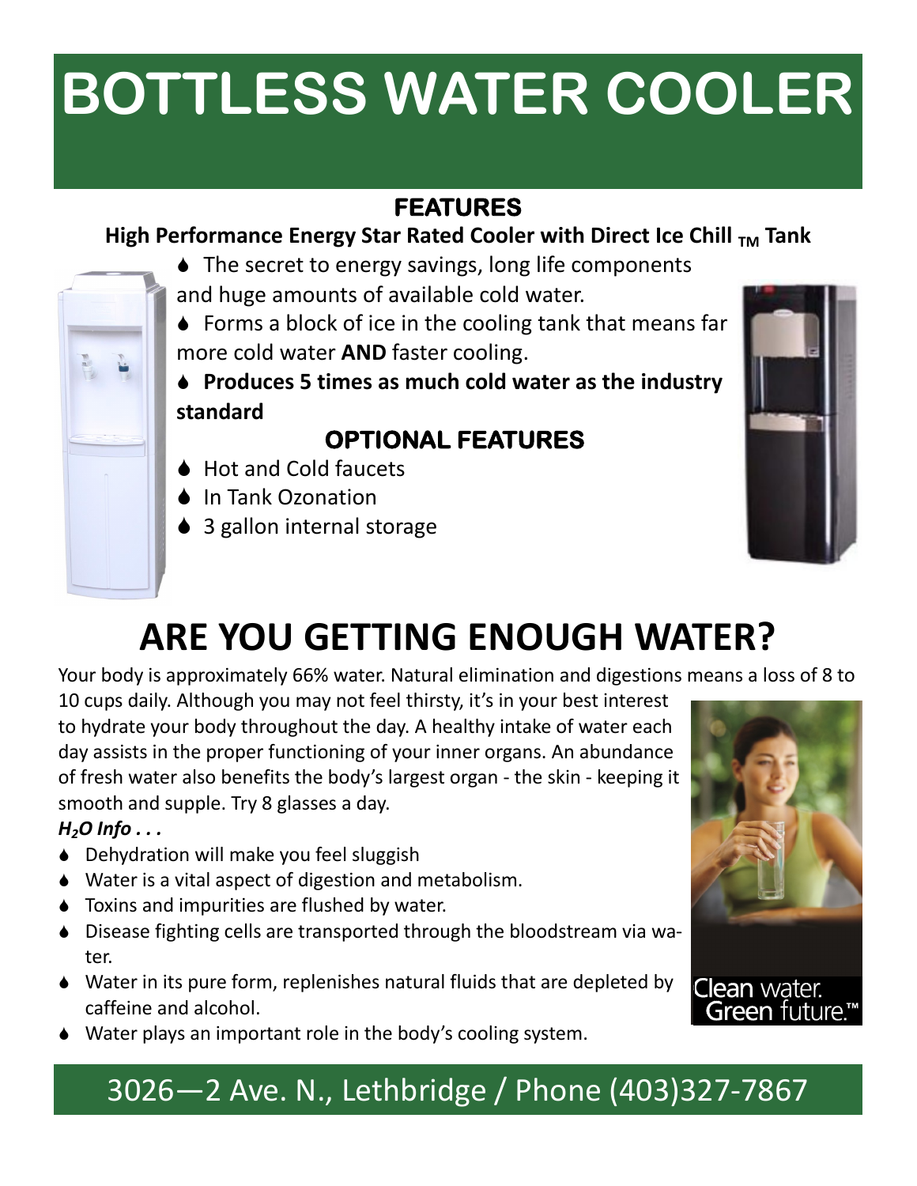# BOTTLESS WATER COOLER

## FEATURES

**High Performance Energy Star Rated Cooler with Direct Ice Chill $_{TM}$ Tank**

- The secret to energy savings, long life components and huge amounts of available cold water.
- Forms a block of ice in the cooling tank that means far more cold water **AND** faster cooling.
- **Produces 5 times as much cold water as the industry standard**

## OPTIONAL FEATURES

- Hot and Cold faucets
- In Tank Ozonation
- 3 gallon internal storage

# ARE YOU GETTING ENOUGH WATER?

Your body is approximately 66% water. Natural elimination and digestions means a loss of 8 to 10 cups daily. Although you may not feel thirsty, it's in your best interest to hydrate your body throughout the day. A healthy intake of water each day assists in the proper functioning of your inner organs. An abundance of fresh water also benefits the body's largest organ - the skin - keeping it smooth and supple. Try 8 glasses a day.

***$H_2O$ Info . . .***

- Dehydration will make you feel sluggish
- Water is a vital aspect of digestion and metabolism.
- Toxins and impurities are flushed by water.
- Disease fighting cells are transported through the bloodstream via water.
- Water in its pure form, replenishes natural fluids that are depleted by caffeine and alcohol.
- Water plays an important role in the body's cooling system.

Clean water. Green future.™

3026—2 Ave. N., Lethbridge / Phone (403)327-7867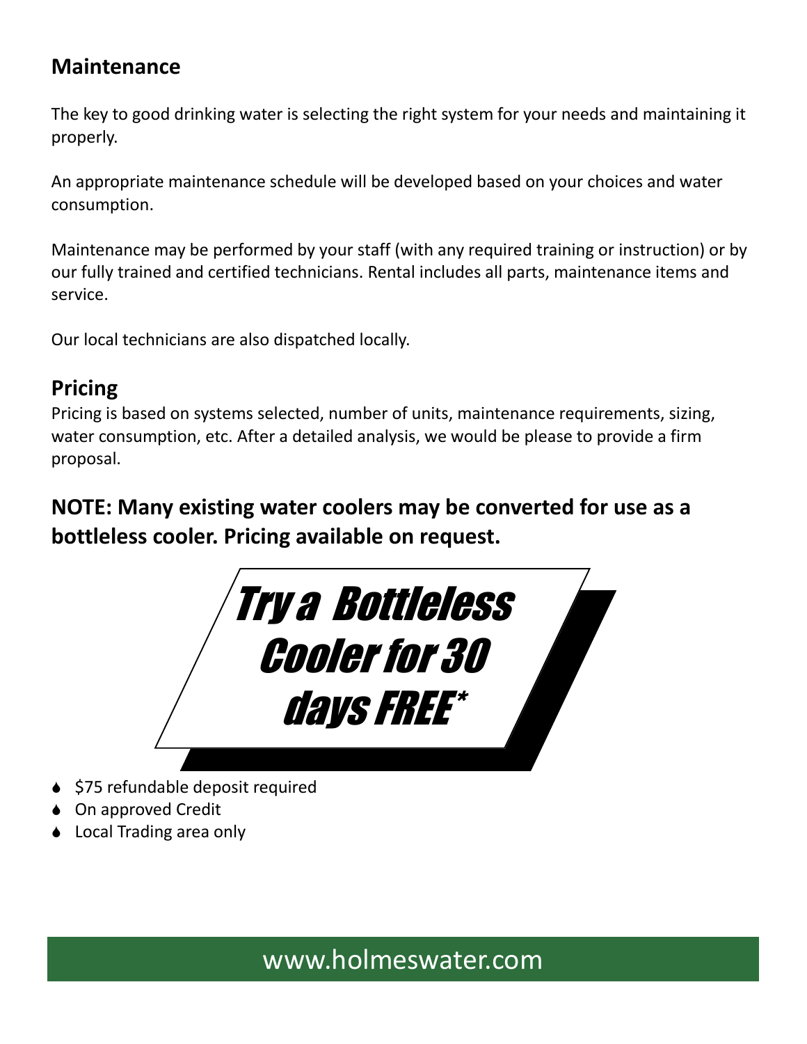## Maintenance

The key to good drinking water is selecting the right system for your needs and maintaining it properly.

An appropriate maintenance schedule will be developed based on your choices and water consumption.

Maintenance may be performed by your staff (with any required training or instruction) or by our fully trained and certified technicians. Rental includes all parts, maintenance items and service.

Our local technicians are also dispatched locally.

## Pricing

Pricing is based on systems selected, number of units, maintenance requirements, sizing, water consumption, etc. After a detailed analysis, we would be please to provide a firm proposal.

**NOTE: Many existing water coolers may be converted for use as a bottleless cooler. Pricing available on request.**

*Try a Bottleless Cooler for 30 days FREE**

- $75 refundable deposit required
- On approved Credit
- Local Trading area only

www.holmeswater.com